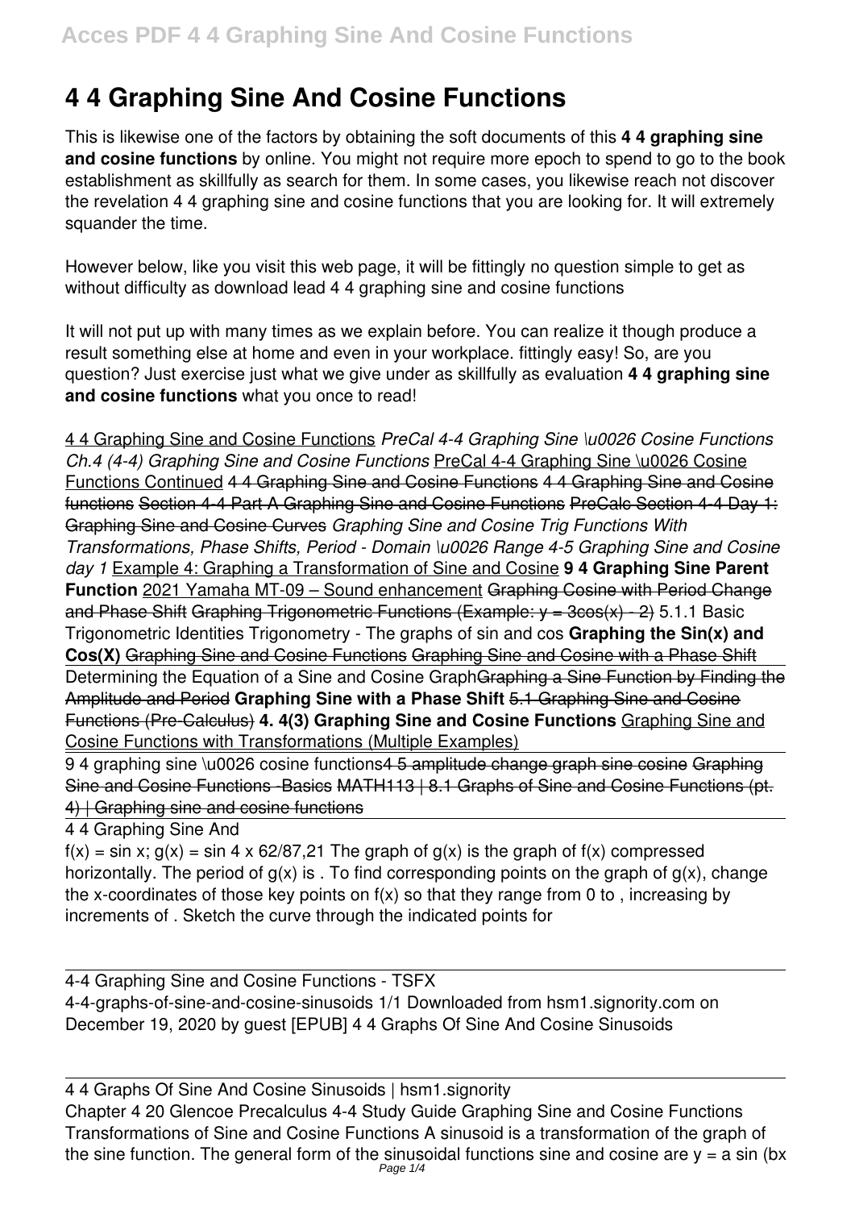# 4 4 Graphing Sine And Cosine Functions

This is likewise one of the factors by obtaining the soft documents of this **4 4 graphing sine and cosine functions** by online. You might not require more epoch to spend to go to the book establishment as skillfully as search for them. In some cases, you likewise reach not discover the revelation 4 4 graphing sine and cosine functions that you are looking for. It will extremely squander the time.

However below, like you visit this web page, it will be fittingly no question simple to get as without difficulty as download lead 4 4 graphing sine and cosine functions

It will not put up with many times as we explain before. You can realize it though produce a result something else at home and even in your workplace. fittingly easy! So, are you question? Just exercise just what we give under as skillfully as evaluation **4 4 graphing sine and cosine functions** what you once to read!

4 4 Graphing Sine and Cosine Functions *PreCal 4-4 Graphing Sine \u0026 Cosine Functions Ch.4 (4-4) Graphing Sine and Cosine Functions* PreCal 4-4 Graphing Sine \u0026 Cosine Functions Continued ~~4 4 Graphing Sine and Cosine Functions~~ ~~4 4 Graphing Sine and Cosine functions~~ ~~Section 4-4 Part A Graphing Sine and Cosine Functions~~ ~~PreCalc Section 4-4 Day 1: Graphing Sine and Cosine Curves~~ *Graphing Sine and Cosine Trig Functions With Transformations, Phase Shifts, Period - Domain \u0026 Range 4-5 Graphing Sine and Cosine day 1* Example 4: Graphing a Transformation of Sine and Cosine **9 4 Graphing Sine Parent Function** 2021 Yamaha MT-09 – Sound enhancement ~~Graphing Cosine with Period Change and Phase Shift~~ ~~Graphing Trigonometric Functions (Example: y = 3cos(x) - 2)~~ 5.1.1 Basic Trigonometric Identities Trigonometry - The graphs of sin and cos **Graphing the Sin(x) and Cos(X)** ~~Graphing Sine and Cosine Functions~~ ~~Graphing Sine and Cosine with a Phase Shift~~ Determining the Equation of a Sine and Cosine Graph~~Graphing a Sine Function by Finding the Amplitude and Period~~ **Graphing Sine with a Phase Shift** ~~5.1 Graphing Sine and Cosine Functions (Pre-Calculus)~~ **4. 4(3) Graphing Sine and Cosine Functions** Graphing Sine and Cosine Functions with Transformations (Multiple Examples)

9 4 graphing sine \u0026 cosine functions~~4 5 amplitude change graph sine cosine~~ ~~Graphing Sine and Cosine Functions -Basics~~ ~~MATH113 | 8.1 Graphs of Sine and Cosine Functions (pt. 4) | Graphing sine and cosine functions~~

4 4 Graphing Sine And

$f(x) = \sin x$; $g(x) = \sin 4x$ 62/87,21 The graph of $g(x)$ is the graph of $f(x)$ compressed horizontally. The period of $g(x)$ is . To find corresponding points on the graph of $g(x)$, change the x-coordinates of those key points on $f(x)$ so that they range from 0 to , increasing by increments of . Sketch the curve through the indicated points for

4-4 Graphing Sine and Cosine Functions - TSFX

4-4-graphs-of-sine-and-cosine-sinusoids 1/1 Downloaded from hsm1.signority.com on December 19, 2020 by guest [EPUB] 4 4 Graphs Of Sine And Cosine Sinusoids

4 4 Graphs Of Sine And Cosine Sinusoids | hsm1.signority

Chapter 4 20 Glencoe Precalculus 4-4 Study Guide Graphing Sine and Cosine Functions Transformations of Sine and Cosine Functions A sinusoid is a transformation of the graph of the sine function. The general form of the sinusoidal functions sine and cosine are $y = a \sin (bx$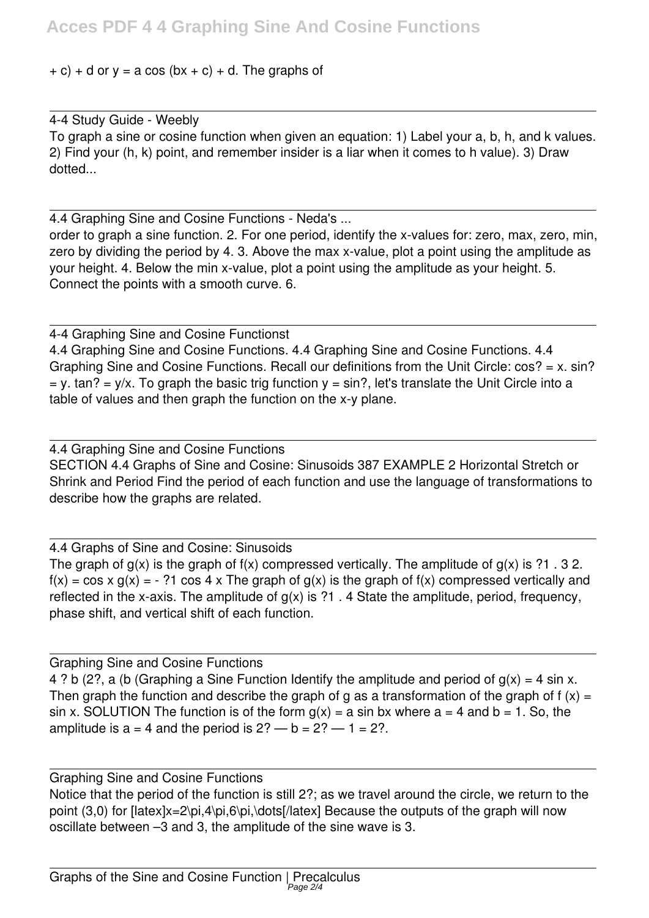$+ c) + d$ or $y = a \cos(bx + c) + d$. The graphs of

4-4 Study Guide - Weebly

To graph a sine or cosine function when given an equation: 1) Label your a, b, h, and k values. 2) Find your (h, k) point, and remember insider is a liar when it comes to h value). 3) Draw dotted...

4.4 Graphing Sine and Cosine Functions - Neda's ...

order to graph a sine function. 2. For one period, identify the x-values for: zero, max, zero, min, zero by dividing the period by 4. 3. Above the max x-value, plot a point using the amplitude as your height. 4. Below the min x-value, plot a point using the amplitude as your height. 5. Connect the points with a smooth curve. 6.

4-4 Graphing Sine and Cosine Functionst

4.4 Graphing Sine and Cosine Functions. 4.4 Graphing Sine and Cosine Functions. 4.4 Graphing Sine and Cosine Functions. Recall our definitions from the Unit Circle: cos? = x. sin? = y. tan? = y/x. To graph the basic trig function y = sin?, let's translate the Unit Circle into a table of values and then graph the function on the x-y plane.

4.4 Graphing Sine and Cosine Functions

SECTION 4.4 Graphs of Sine and Cosine: Sinusoids 387 EXAMPLE 2 Horizontal Stretch or Shrink and Period Find the period of each function and use the language of transformations to describe how the graphs are related.

4.4 Graphs of Sine and Cosine: Sinusoids

The graph of g(x) is the graph of f(x) compressed vertically. The amplitude of g(x) is ?1 . 3 2. f(x) = cos x g(x) = - ?1 cos 4 x The graph of g(x) is the graph of f(x) compressed vertically and reflected in the x-axis. The amplitude of g(x) is ?1 . 4 State the amplitude, period, frequency, phase shift, and vertical shift of each function.

Graphing Sine and Cosine Functions

4 ? b (2?, a (b (Graphing a Sine Function Identify the amplitude and period of g(x) = 4 sin x. Then graph the function and describe the graph of g as a transformation of the graph of f (x) = sin x. SOLUTION The function is of the form g(x) = a sin bx where a = 4 and b = 1. So, the amplitude is a = 4 and the period is 2? — b = 2? — 1 = 2?.

Graphing Sine and Cosine Functions

Notice that the period of the function is still 2?; as we travel around the circle, we return to the point (3,0) for [latex]x=2\pi,4\pi,6\pi,\dots[/latex] Because the outputs of the graph will now oscillate between –3 and 3, the amplitude of the sine wave is 3.

Graphs of the Sine and Cosine Function | Precalculus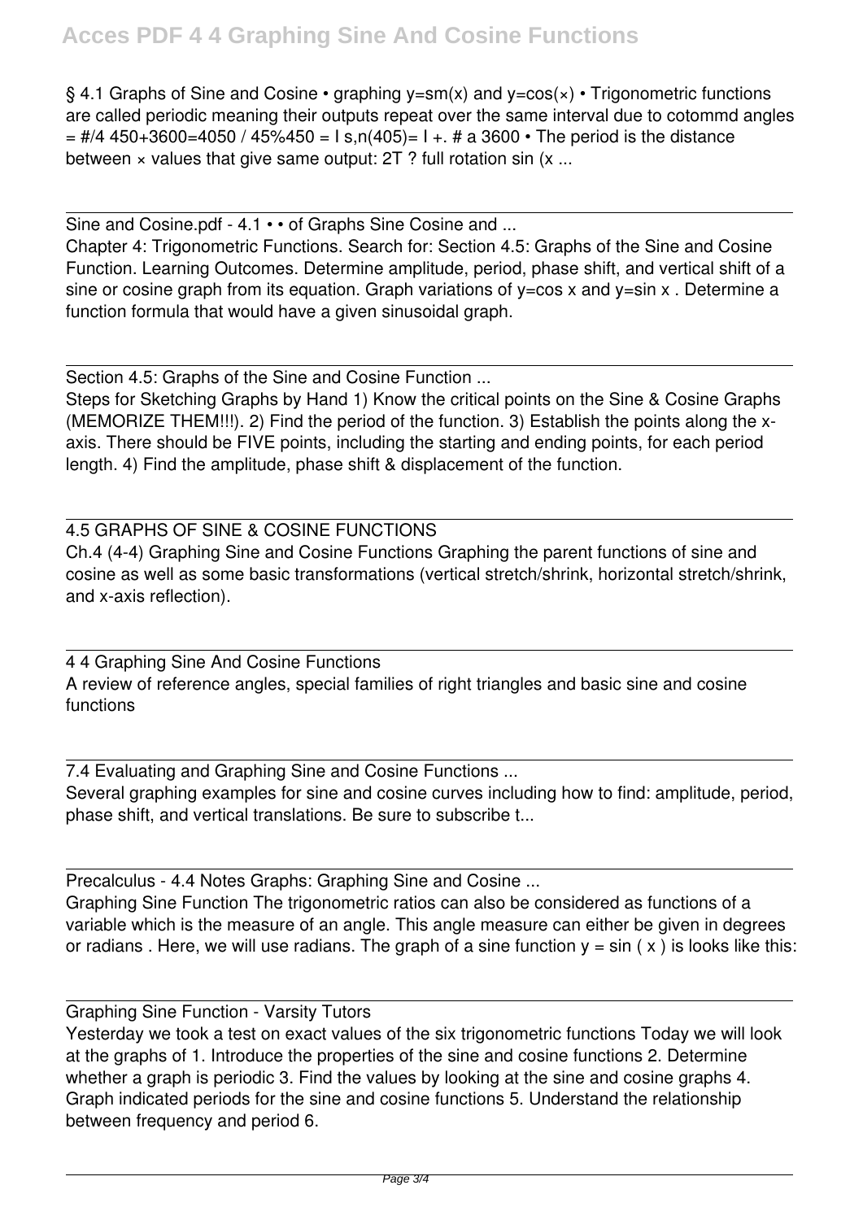§ 4.1 Graphs of Sine and Cosine • graphing y=sm(x) and y=cos(×) • Trigonometric functions are called periodic meaning their outputs repeat over the same interval due to cotommd angles = #/4 450+3600=4050 / 45%450 = I s,n(405)= I +. # a 3600 • The period is the distance between × values that give same output: 2T ? full rotation sin (x ...

Sine and Cosine.pdf - 4.1 • • of Graphs Sine Cosine and ...

Chapter 4: Trigonometric Functions. Search for: Section 4.5: Graphs of the Sine and Cosine Function. Learning Outcomes. Determine amplitude, period, phase shift, and vertical shift of a sine or cosine graph from its equation. Graph variations of y=cos x and y=sin x . Determine a function formula that would have a given sinusoidal graph.

Section 4.5: Graphs of the Sine and Cosine Function ...

Steps for Sketching Graphs by Hand 1) Know the critical points on the Sine & Cosine Graphs (MEMORIZE THEM!!!). 2) Find the period of the function. 3) Establish the points along the x-axis. There should be FIVE points, including the starting and ending points, for each period length. 4) Find the amplitude, phase shift & displacement of the function.

4.5 GRAPHS OF SINE & COSINE FUNCTIONS

Ch.4 (4-4) Graphing Sine and Cosine Functions Graphing the parent functions of sine and cosine as well as some basic transformations (vertical stretch/shrink, horizontal stretch/shrink, and x-axis reflection).

4 4 Graphing Sine And Cosine Functions

A review of reference angles, special families of right triangles and basic sine and cosine functions

7.4 Evaluating and Graphing Sine and Cosine Functions ...

Several graphing examples for sine and cosine curves including how to find: amplitude, period, phase shift, and vertical translations. Be sure to subscribe t...

Precalculus - 4.4 Notes Graphs: Graphing Sine and Cosine ...

Graphing Sine Function The trigonometric ratios can also be considered as functions of a variable which is the measure of an angle. This angle measure can either be given in degrees or radians . Here, we will use radians. The graph of a sine function $y = \sin(x)$ is looks like this:

Graphing Sine Function - Varsity Tutors

Yesterday we took a test on exact values of the six trigonometric functions Today we will look at the graphs of 1. Introduce the properties of the sine and cosine functions 2. Determine whether a graph is periodic 3. Find the values by looking at the sine and cosine graphs 4. Graph indicated periods for the sine and cosine functions 5. Understand the relationship between frequency and period 6.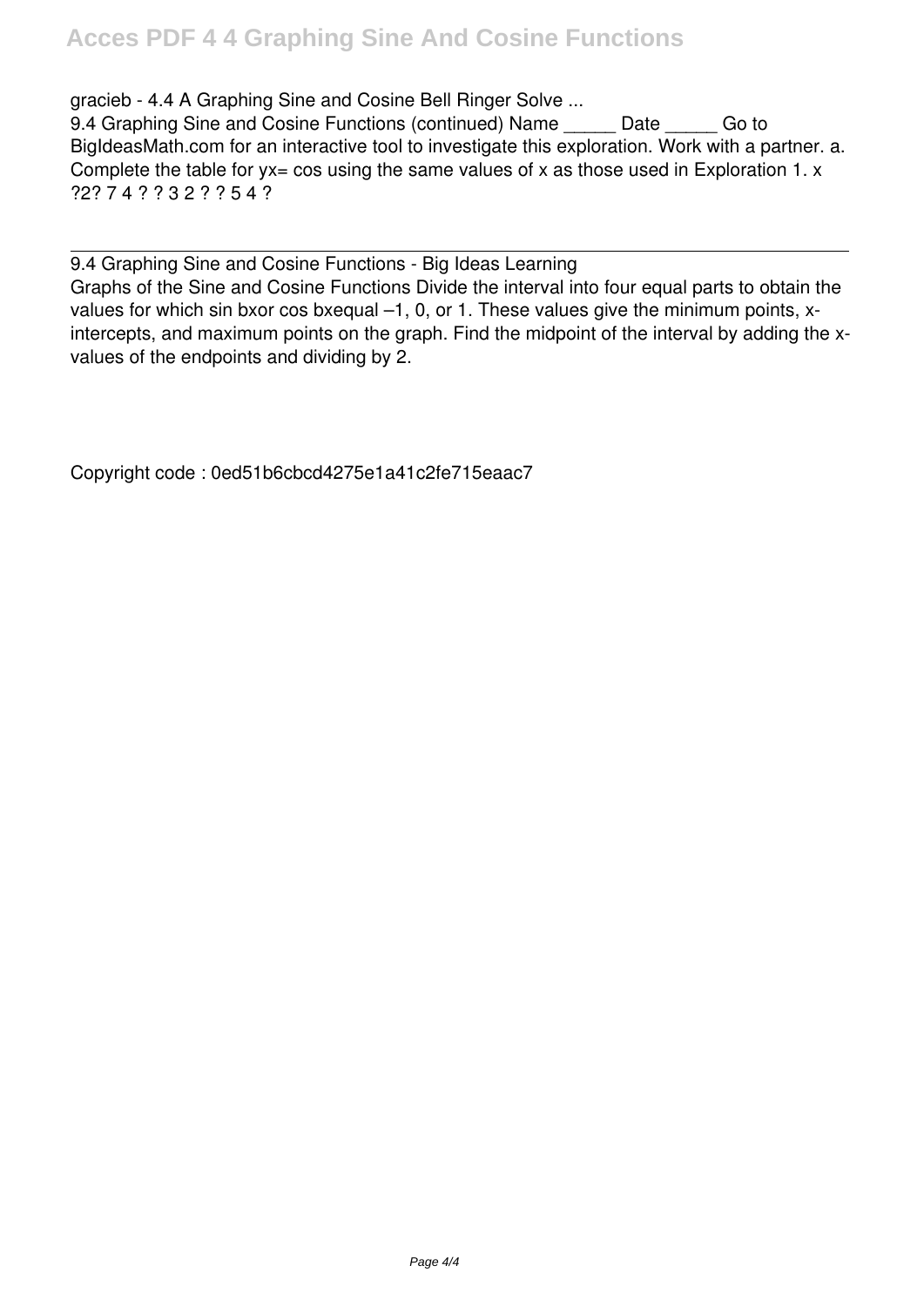gracieb - 4.4 A Graphing Sine and Cosine Bell Ringer Solve ...

9.4 Graphing Sine and Cosine Functions (continued) Name _____ Date _____ Go to BigIdeasMath.com for an interactive tool to investigate this exploration. Work with a partner. a. Complete the table for yx= cos using the same values of x as those used in Exploration 1. x ?2? 7 4 ? ? 3 2 ? ? 5 4 ?

---

9.4 Graphing Sine and Cosine Functions - Big Ideas Learning

Graphs of the Sine and Cosine Functions Divide the interval into four equal parts to obtain the values for which sin bxor cos bxequal –1, 0, or 1. These values give the minimum points, x-intercepts, and maximum points on the graph. Find the midpoint of the interval by adding the x-values of the endpoints and dividing by 2.

Copyright code : 0ed51b6cbcd4275e1a41c2fe715eaac7